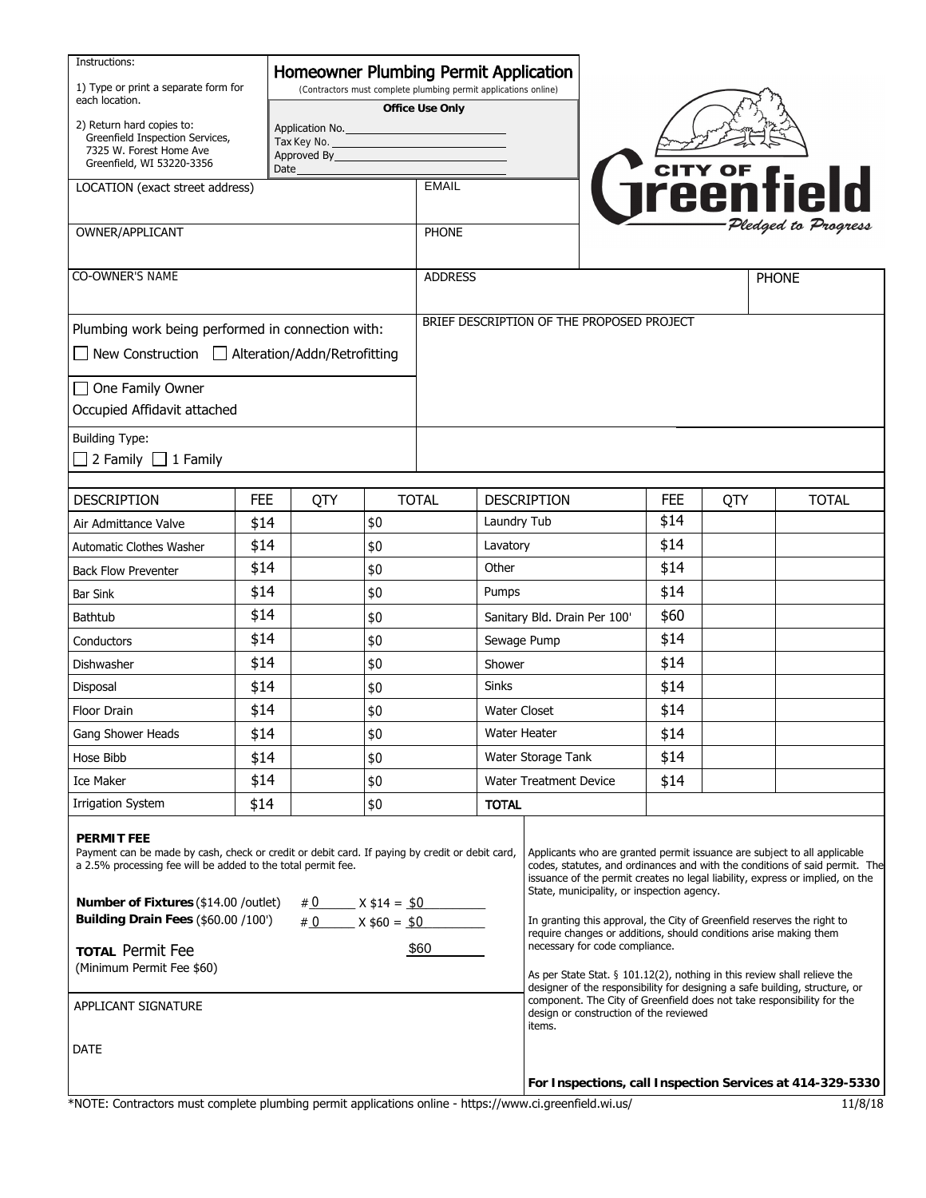Instructions:

1) Type or print a separate form for each location.

2) Return hard copies to:
Greenfield Inspection Services,
7325 W. Forest Home Ave
Greenfield, WI 53220-3356

# Homeowner Plumbing Permit Application

(Contractors must complete plumbing permit applications online)

**Office Use Only**

Application No.\_\_\_\_\_\_\_\_\_\_\_\_\_\_\_\_\_\_\_\_
Tax Key No.\_\_\_\_\_\_\_\_\_\_\_\_\_\_\_\_\_\_\_\_
Approved By\_\_\_\_\_\_\_\_\_\_\_\_\_\_\_\_\_\_\_\_
Date\_\_\_\_\_\_\_\_\_\_\_\_\_\_\_\_\_\_\_\_

CITY OF Greenfield — Pledged to Progress

| LOCATION (exact street address) | EMAIL | |
|---|---|---|
| OWNER/APPLICANT | PHONE | |
| CO-OWNER'S NAME | ADDRESS | PHONE |

Plumbing work being performed in connection with:

☐ New Construction ☐ Alteration/Addn/Retrofitting

☐ One Family Owner Occupied Affidavit attached

Building Type:

☐ 2 Family ☐ 1 Family

BRIEF DESCRIPTION OF THE PROPOSED PROJECT

| DESCRIPTION | FEE | QTY | TOTAL | DESCRIPTION | FEE | QTY | TOTAL |
|---|---|---|---|---|---|---|---|
| Air Admittance Valve | $14 | | $0 | Laundry Tub | $14 | | |
| Automatic Clothes Washer | $14 | | $0 | Lavatory | $14 | | |
| Back Flow Preventer | $14 | | $0 | Other | $14 | | |
| Bar Sink | $14 | | $0 | Pumps | $14 | | |
| Bathtub | $14 | | $0 | Sanitary Bld. Drain Per 100' | $60 | | |
| Conductors | $14 | | $0 | Sewage Pump | $14 | | |
| Dishwasher | $14 | | $0 | Shower | $14 | | |
| Disposal | $14 | | $0 | Sinks | $14 | | |
| Floor Drain | $14 | | $0 | Water Closet | $14 | | |
| Gang Shower Heads | $14 | | $0 | Water Heater | $14 | | |
| Hose Bibb | $14 | | $0 | Water Storage Tank | $14 | | |
| Ice Maker | $14 | | $0 | Water Treatment Device | $14 | | |
| Irrigation System | $14 | | $0 | **TOTAL** | | | |

**PERMIT FEE**

Payment can be made by cash, check or credit or debit card. If paying by credit or debit card, a 2.5% processing fee will be added to the total permit fee.

**Number of Fixtures** ($14.00 /outlet) # 0 X $14 = $0

**Building Drain Fees** ($60.00 /100') # 0 X $60 = $0

**TOTAL** Permit Fee $60

(Minimum Permit Fee $60)

APPLICANT SIGNATURE

DATE

Applicants who are granted permit issuance are subject to all applicable codes, statutes, and ordinances and with the conditions of said permit. The issuance of the permit creates no legal liability, express or implied, on the State, municipality, or inspection agency.

In granting this approval, the City of Greenfield reserves the right to require changes or additions, should conditions arise making them necessary for code compliance.

As per State Stat. § 101.12(2), nothing in this review shall relieve the designer of the responsibility for designing a safe building, structure, or component. The City of Greenfield does not take responsibility for the design or construction of the reviewed items.

**For Inspections, call Inspection Services at 414-329-5330**

*NOTE: Contractors must complete plumbing permit applications online - https://www.ci.greenfield.wi.us/

11/8/18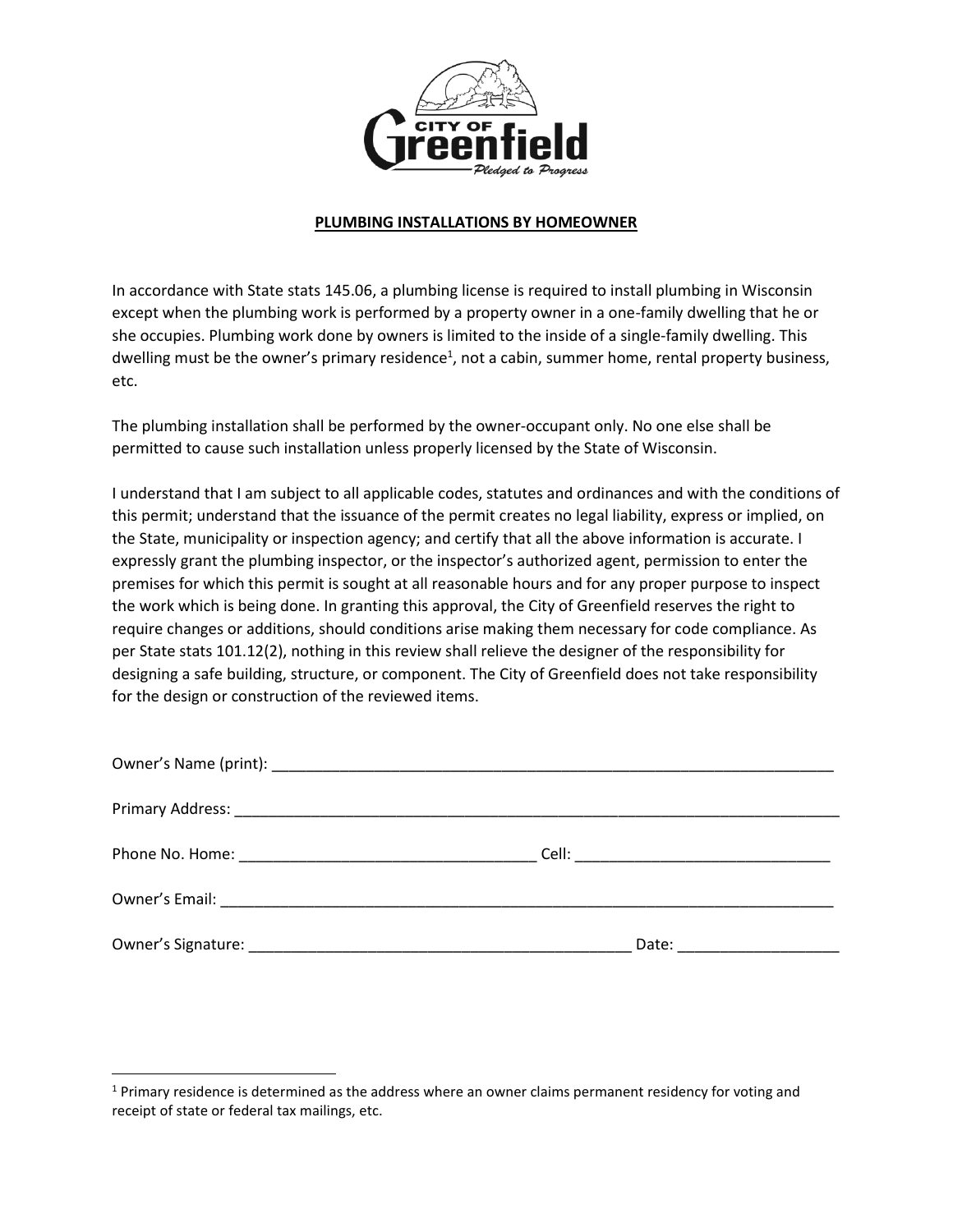CITY OF Greenfield

Pledged to Progress

## PLUMBING INSTALLATIONS BY HOMEOWNER

In accordance with State stats 145.06, a plumbing license is required to install plumbing in Wisconsin except when the plumbing work is performed by a property owner in a one-family dwelling that he or she occupies. Plumbing work done by owners is limited to the inside of a single-family dwelling. This dwelling must be the owner's primary residence[1], not a cabin, summer home, rental property business, etc.

The plumbing installation shall be performed by the owner-occupant only. No one else shall be permitted to cause such installation unless properly licensed by the State of Wisconsin.

I understand that I am subject to all applicable codes, statutes and ordinances and with the conditions of this permit; understand that the issuance of the permit creates no legal liability, express or implied, on the State, municipality or inspection agency; and certify that all the above information is accurate. I expressly grant the plumbing inspector, or the inspector's authorized agent, permission to enter the premises for which this permit is sought at all reasonable hours and for any proper purpose to inspect the work which is being done. In granting this approval, the City of Greenfield reserves the right to require changes or additions, should conditions arise making them necessary for code compliance. As per State stats 101.12(2), nothing in this review shall relieve the designer of the responsibility for designing a safe building, structure, or component. The City of Greenfield does not take responsibility for the design or construction of the reviewed items.

Owner's Name (print): ______________________________________________________________________

Primary Address: ___________________________________________________________________________

Phone No. Home: __________________________________ Cell: ______________________________

Owner's Email: _____________________________________________________________________________

Owner's Signature: _____________________________________________ Date: ___________________

[1] Primary residence is determined as the address where an owner claims permanent residency for voting and receipt of state or federal tax mailings, etc.